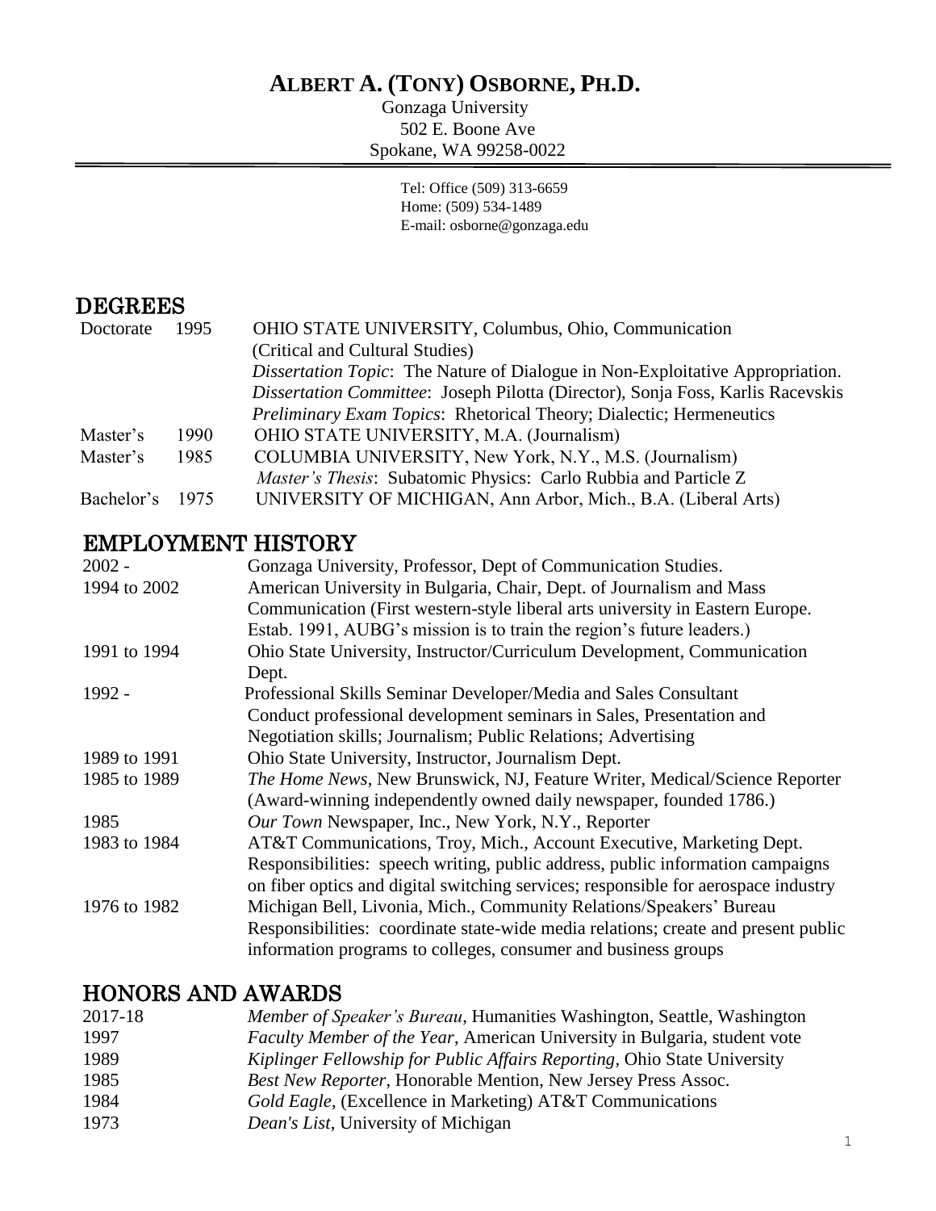# ALBERT A. (TONY) OSBORNE, PH.D.

Gonzaga University
502 E. Boone Ave
Spokane, WA 99258-0022

Tel: Office (509) 313-6659
Home: (509) 534-1489
E-mail: osborne@gonzaga.edu

## DEGREES

| | | |
|---|---|---|
| Doctorate | 1995 | OHIO STATE UNIVERSITY, Columbus, Ohio, Communication (Critical and Cultural Studies)<br>*Dissertation Topic*: The Nature of Dialogue in Non-Exploitative Appropriation.<br>*Dissertation Committee*: Joseph Pilotta (Director), Sonja Foss, Karlis Racevskis<br>*Preliminary Exam Topics*: Rhetorical Theory; Dialectic; Hermeneutics |
| Master's | 1990 | OHIO STATE UNIVERSITY, M.A. (Journalism) |
| Master's | 1985 | COLUMBIA UNIVERSITY, New York, N.Y., M.S. (Journalism)<br>*Master's Thesis*: Subatomic Physics: Carlo Rubbia and Particle Z |
| Bachelor's | 1975 | UNIVERSITY OF MICHIGAN, Ann Arbor, Mich., B.A. (Liberal Arts) |

## EMPLOYMENT HISTORY

| | |
|---|---|
| 2002 - | Gonzaga University, Professor, Dept of Communication Studies. |
| 1994 to 2002 | American University in Bulgaria, Chair, Dept. of Journalism and Mass Communication (First western-style liberal arts university in Eastern Europe. Estab. 1991, AUBG's mission is to train the region's future leaders.) |
| 1991 to 1994 | Ohio State University, Instructor/Curriculum Development, Communication Dept. |
| 1992 - | Professional Skills Seminar Developer/Media and Sales Consultant<br>Conduct professional development seminars in Sales, Presentation and Negotiation skills; Journalism; Public Relations; Advertising |
| 1989 to 1991 | Ohio State University, Instructor, Journalism Dept. |
| 1985 to 1989 | *The Home News*, New Brunswick, NJ, Feature Writer, Medical/Science Reporter (Award-winning independently owned daily newspaper, founded 1786.) |
| 1985 | *Our Town* Newspaper, Inc., New York, N.Y., Reporter |
| 1983 to 1984 | AT&T Communications, Troy, Mich., Account Executive, Marketing Dept.<br>Responsibilities: speech writing, public address, public information campaigns on fiber optics and digital switching services; responsible for aerospace industry |
| 1976 to 1982 | Michigan Bell, Livonia, Mich., Community Relations/Speakers' Bureau<br>Responsibilities: coordinate state-wide media relations; create and present public information programs to colleges, consumer and business groups |

## HONORS AND AWARDS

| | |
|---|---|
| 2017-18 | *Member of Speaker's Bureau*, Humanities Washington, Seattle, Washington |
| 1997 | *Faculty Member of the Year*, American University in Bulgaria, student vote |
| 1989 | *Kiplinger Fellowship for Public Affairs Reporting*, Ohio State University |
| 1985 | *Best New Reporter*, Honorable Mention, New Jersey Press Assoc. |
| 1984 | *Gold Eagle*, (Excellence in Marketing) AT&T Communications |
| 1973 | *Dean's List*, University of Michigan |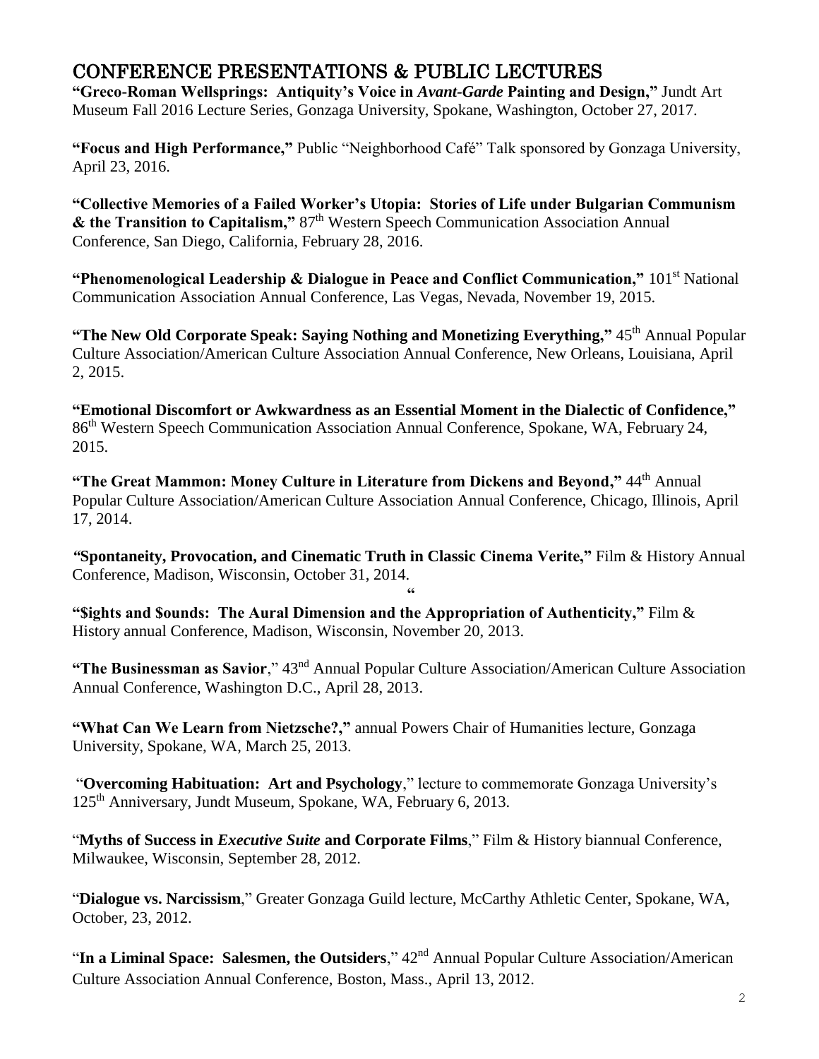# CONFERENCE PRESENTATIONS & PUBLIC LECTURES

**"Greco-Roman Wellsprings: Antiquity's Voice in *Avant-Garde* Painting and Design,"** Jundt Art Museum Fall 2016 Lecture Series, Gonzaga University, Spokane, Washington, October 27, 2017.

**"Focus and High Performance,"** Public "Neighborhood Café" Talk sponsored by Gonzaga University, April 23, 2016.

**"Collective Memories of a Failed Worker's Utopia: Stories of Life under Bulgarian Communism & the Transition to Capitalism,"** 87th Western Speech Communication Association Annual Conference, San Diego, California, February 28, 2016.

**"Phenomenological Leadership & Dialogue in Peace and Conflict Communication,"** 101st National Communication Association Annual Conference, Las Vegas, Nevada, November 19, 2015.

**"The New Old Corporate Speak: Saying Nothing and Monetizing Everything,"** 45th Annual Popular Culture Association/American Culture Association Annual Conference, New Orleans, Louisiana, April 2, 2015.

**"Emotional Discomfort or Awkwardness as an Essential Moment in the Dialectic of Confidence,"** 86th Western Speech Communication Association Annual Conference, Spokane, WA, February 24, 2015.

**"The Great Mammon: Money Culture in Literature from Dickens and Beyond,"** 44th Annual Popular Culture Association/American Culture Association Annual Conference, Chicago, Illinois, April 17, 2014.

*"***Spontaneity, Provocation, and Cinematic Truth in Classic Cinema Verite,"** Film & History Annual Conference, Madison, Wisconsin, October 31, 2014.

**"**

**"$ights and $ounds: The Aural Dimension and the Appropriation of Authenticity,"** Film & History annual Conference, Madison, Wisconsin, November 20, 2013.

**"The Businessman as Savior**," 43nd Annual Popular Culture Association/American Culture Association Annual Conference, Washington D.C., April 28, 2013.

**"What Can We Learn from Nietzsche?,"** annual Powers Chair of Humanities lecture, Gonzaga University, Spokane, WA, March 25, 2013.

"**Overcoming Habituation: Art and Psychology**," lecture to commemorate Gonzaga University's 125th Anniversary, Jundt Museum, Spokane, WA, February 6, 2013.

"**Myths of Success in *Executive Suite* and Corporate Films**," Film & History biannual Conference, Milwaukee, Wisconsin, September 28, 2012.

"**Dialogue vs. Narcissism**," Greater Gonzaga Guild lecture, McCarthy Athletic Center, Spokane, WA, October, 23, 2012.

"**In a Liminal Space: Salesmen, the Outsiders**," 42nd Annual Popular Culture Association/American Culture Association Annual Conference, Boston, Mass., April 13, 2012.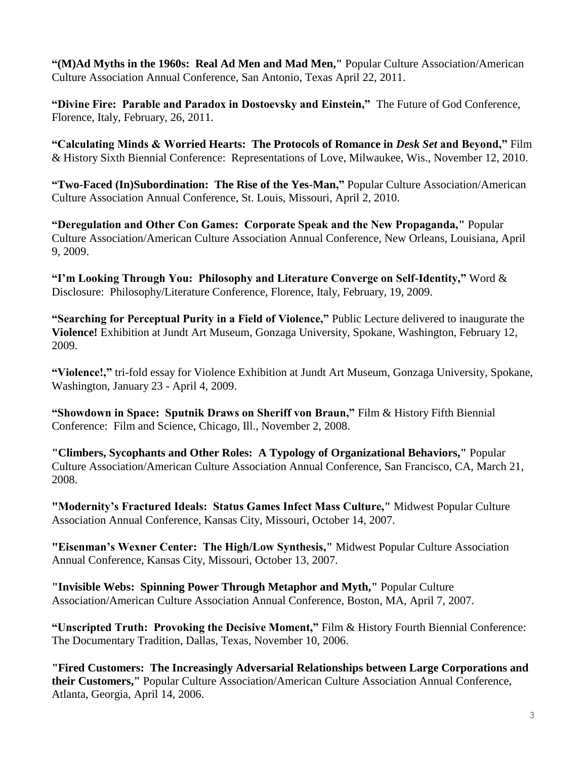**"(M)Ad Myths in the 1960s: Real Ad Men and Mad Men,"** Popular Culture Association/American Culture Association Annual Conference, San Antonio, Texas April 22, 2011.

**"Divine Fire: Parable and Paradox in Dostoevsky and Einstein,"** The Future of God Conference, Florence, Italy, February, 26, 2011.

**"Calculating Minds & Worried Hearts: The Protocols of Romance in *Desk Set* and Beyond,"** Film & History Sixth Biennial Conference: Representations of Love, Milwaukee, Wis., November 12, 2010.

**"Two-Faced (In)Subordination: The Rise of the Yes-Man,"** Popular Culture Association/American Culture Association Annual Conference, St. Louis, Missouri, April 2, 2010.

**"Deregulation and Other Con Games: Corporate Speak and the New Propaganda,"** Popular Culture Association/American Culture Association Annual Conference, New Orleans, Louisiana, April 9, 2009.

**"I'm Looking Through You: Philosophy and Literature Converge on Self-Identity,"** Word & Disclosure: Philosophy/Literature Conference, Florence, Italy, February, 19, 2009.

**"Searching for Perceptual Purity in a Field of Violence,"** Public Lecture delivered to inaugurate the **Violence!** Exhibition at Jundt Art Museum, Gonzaga University, Spokane, Washington, February 12, 2009.

**"Violence!,"** tri-fold essay for Violence Exhibition at Jundt Art Museum, Gonzaga University, Spokane, Washington, January 23 - April 4, 2009.

**"Showdown in Space: Sputnik Draws on Sheriff von Braun,"** Film & History Fifth Biennial Conference: Film and Science, Chicago, Ill., November 2, 2008.

**"Climbers, Sycophants and Other Roles: A Typology of Organizational Behaviors,"** Popular Culture Association/American Culture Association Annual Conference, San Francisco, CA, March 21, 2008.

**"Modernity's Fractured Ideals: Status Games Infect Mass Culture,"** Midwest Popular Culture Association Annual Conference, Kansas City, Missouri, October 14, 2007.

**"Eisenman's Wexner Center: The High/Low Synthesis,"** Midwest Popular Culture Association Annual Conference, Kansas City, Missouri, October 13, 2007.

**"Invisible Webs: Spinning Power Through Metaphor and Myth,"** Popular Culture Association/American Culture Association Annual Conference, Boston, MA, April 7, 2007.

**"Unscripted Truth: Provoking the Decisive Moment,"** Film & History Fourth Biennial Conference: The Documentary Tradition, Dallas, Texas, November 10, 2006.

**"Fired Customers: The Increasingly Adversarial Relationships between Large Corporations and their Customers,"** Popular Culture Association/American Culture Association Annual Conference, Atlanta, Georgia, April 14, 2006.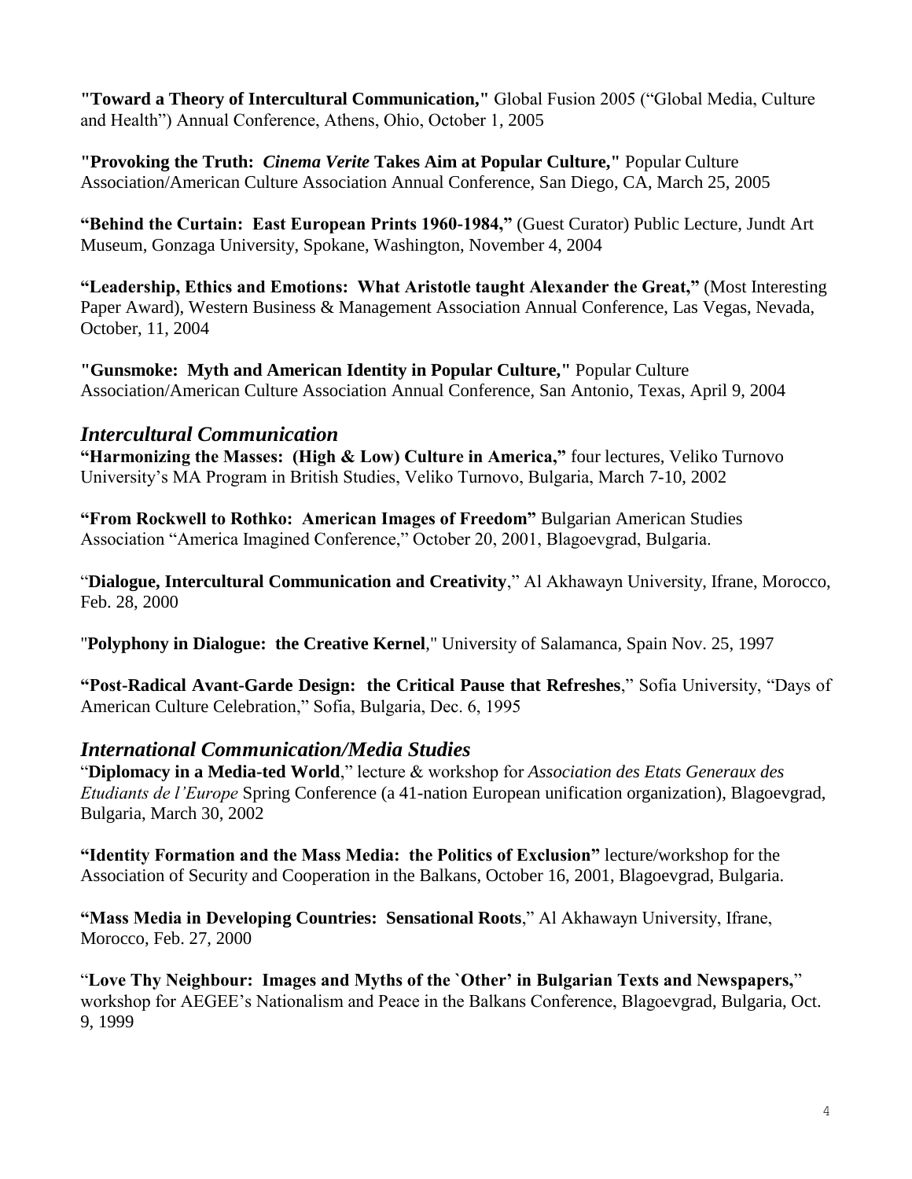**"Toward a Theory of Intercultural Communication,"** Global Fusion 2005 ("Global Media, Culture and Health") Annual Conference, Athens, Ohio, October 1, 2005

**"Provoking the Truth: *Cinema Verite* Takes Aim at Popular Culture,"** Popular Culture Association/American Culture Association Annual Conference, San Diego, CA, March 25, 2005

**"Behind the Curtain: East European Prints 1960-1984,"** (Guest Curator) Public Lecture, Jundt Art Museum, Gonzaga University, Spokane, Washington, November 4, 2004

**"Leadership, Ethics and Emotions: What Aristotle taught Alexander the Great,"** (Most Interesting Paper Award), Western Business & Management Association Annual Conference, Las Vegas, Nevada, October, 11, 2004

**"Gunsmoke: Myth and American Identity in Popular Culture,"** Popular Culture Association/American Culture Association Annual Conference, San Antonio, Texas, April 9, 2004

## *Intercultural Communication*

**"Harmonizing the Masses: (High & Low) Culture in America,"** four lectures, Veliko Turnovo University's MA Program in British Studies, Veliko Turnovo, Bulgaria, March 7-10, 2002

**"From Rockwell to Rothko: American Images of Freedom"** Bulgarian American Studies Association "America Imagined Conference," October 20, 2001, Blagoevgrad, Bulgaria.

"**Dialogue, Intercultural Communication and Creativity**," Al Akhawayn University, Ifrane, Morocco, Feb. 28, 2000

"**Polyphony in Dialogue: the Creative Kernel**," University of Salamanca, Spain Nov. 25, 1997

**"Post-Radical Avant-Garde Design: the Critical Pause that Refreshes**," Sofia University, "Days of American Culture Celebration," Sofia, Bulgaria, Dec. 6, 1995

## *International Communication/Media Studies*

"**Diplomacy in a Media-ted World**," lecture & workshop for *Association des Etats Generaux des Etudiants de l'Europe* Spring Conference (a 41-nation European unification organization), Blagoevgrad, Bulgaria, March 30, 2002

**"Identity Formation and the Mass Media: the Politics of Exclusion"** lecture/workshop for the Association of Security and Cooperation in the Balkans, October 16, 2001, Blagoevgrad, Bulgaria.

**"Mass Media in Developing Countries: Sensational Roots**," Al Akhawayn University, Ifrane, Morocco, Feb. 27, 2000

"**Love Thy Neighbour: Images and Myths of the `Other' in Bulgarian Texts and Newspapers,**" workshop for AEGEE's Nationalism and Peace in the Balkans Conference, Blagoevgrad, Bulgaria, Oct. 9, 1999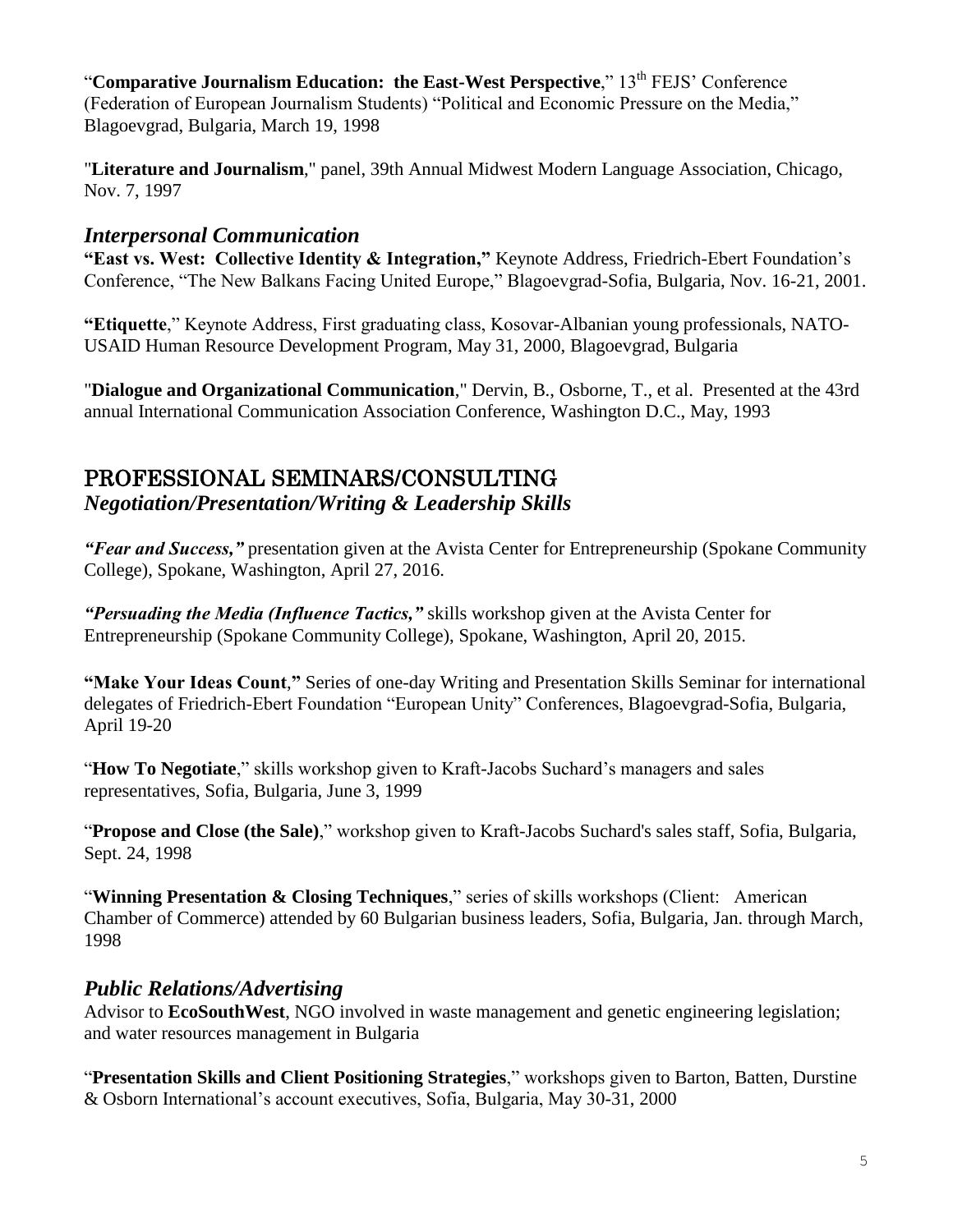"**Comparative Journalism Education: the East-West Perspective**," 13th FEJS' Conference (Federation of European Journalism Students) "Political and Economic Pressure on the Media," Blagoevgrad, Bulgaria, March 19, 1998

"**Literature and Journalism**," panel, 39th Annual Midwest Modern Language Association, Chicago, Nov. 7, 1997

### *Interpersonal Communication*

**"East vs. West: Collective Identity & Integration,"** Keynote Address, Friedrich-Ebert Foundation's Conference, "The New Balkans Facing United Europe," Blagoevgrad-Sofia, Bulgaria, Nov. 16-21, 2001.

**"Etiquette**," Keynote Address, First graduating class, Kosovar-Albanian young professionals, NATO-USAID Human Resource Development Program, May 31, 2000, Blagoevgrad, Bulgaria

"**Dialogue and Organizational Communication**," Dervin, B., Osborne, T., et al. Presented at the 43rd annual International Communication Association Conference, Washington D.C., May, 1993

## PROFESSIONAL SEMINARS/CONSULTING

### *Negotiation/Presentation/Writing & Leadership Skills*

***"Fear and Success,"*** presentation given at the Avista Center for Entrepreneurship (Spokane Community College), Spokane, Washington, April 27, 2016.

***"Persuading the Media (Influence Tactics,"*** skills workshop given at the Avista Center for Entrepreneurship (Spokane Community College), Spokane, Washington, April 20, 2015.

**"Make Your Ideas Count**,**"** Series of one-day Writing and Presentation Skills Seminar for international delegates of Friedrich-Ebert Foundation "European Unity" Conferences, Blagoevgrad-Sofia, Bulgaria, April 19-20

"**How To Negotiate**," skills workshop given to Kraft-Jacobs Suchard's managers and sales representatives, Sofia, Bulgaria, June 3, 1999

"**Propose and Close (the Sale)**," workshop given to Kraft-Jacobs Suchard's sales staff, Sofia, Bulgaria, Sept. 24, 1998

"**Winning Presentation & Closing Techniques**," series of skills workshops (Client: American Chamber of Commerce) attended by 60 Bulgarian business leaders, Sofia, Bulgaria, Jan. through March, 1998

### *Public Relations/Advertising*

Advisor to **EcoSouthWest**, NGO involved in waste management and genetic engineering legislation; and water resources management in Bulgaria

"**Presentation Skills and Client Positioning Strategies**," workshops given to Barton, Batten, Durstine & Osborn International's account executives, Sofia, Bulgaria, May 30-31, 2000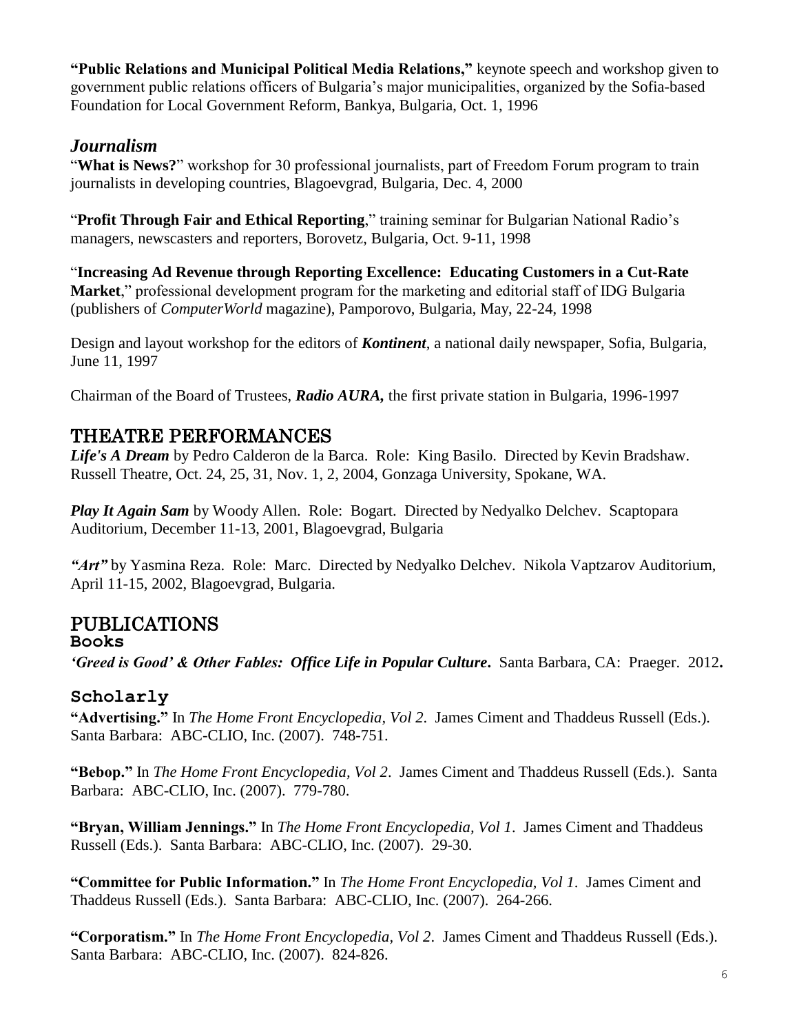**"Public Relations and Municipal Political Media Relations,"** keynote speech and workshop given to government public relations officers of Bulgaria's major municipalities, organized by the Sofia-based Foundation for Local Government Reform, Bankya, Bulgaria, Oct. 1, 1996

### *Journalism*

"**What is News?**" workshop for 30 professional journalists, part of Freedom Forum program to train journalists in developing countries, Blagoevgrad, Bulgaria, Dec. 4, 2000

"**Profit Through Fair and Ethical Reporting**," training seminar for Bulgarian National Radio's managers, newscasters and reporters, Borovetz, Bulgaria, Oct. 9-11, 1998

"**Increasing Ad Revenue through Reporting Excellence: Educating Customers in a Cut-Rate Market**," professional development program for the marketing and editorial staff of IDG Bulgaria (publishers of *ComputerWorld* magazine), Pamporovo, Bulgaria, May, 22-24, 1998

Design and layout workshop for the editors of ***Kontinent***, a national daily newspaper, Sofia, Bulgaria, June 11, 1997

Chairman of the Board of Trustees, ***Radio AURA,*** the first private station in Bulgaria, 1996-1997

## THEATRE PERFORMANCES

***Life's A Dream*** by Pedro Calderon de la Barca. Role: King Basilo. Directed by Kevin Bradshaw. Russell Theatre, Oct. 24, 25, 31, Nov. 1, 2, 2004, Gonzaga University, Spokane, WA.

***Play It Again Sam*** by Woody Allen. Role: Bogart. Directed by Nedyalko Delchev. Scaptopara Auditorium, December 11-13, 2001, Blagoevgrad, Bulgaria

***"Art"*** by Yasmina Reza. Role: Marc. Directed by Nedyalko Delchev. Nikola Vaptzarov Auditorium, April 11-15, 2002, Blagoevgrad, Bulgaria.

## PUBLICATIONS

### Books

***'Greed is Good' & Other Fables: Office Life in Popular Culture*.** Santa Barbara, CA: Praeger. 2012**.**

### Scholarly

**"Advertising."** In *The Home Front Encyclopedia, Vol 2*. James Ciment and Thaddeus Russell (Eds.). Santa Barbara: ABC-CLIO, Inc. (2007). 748-751.

**"Bebop."** In *The Home Front Encyclopedia, Vol 2*. James Ciment and Thaddeus Russell (Eds.). Santa Barbara: ABC-CLIO, Inc. (2007). 779-780.

**"Bryan, William Jennings."** In *The Home Front Encyclopedia, Vol 1*. James Ciment and Thaddeus Russell (Eds.). Santa Barbara: ABC-CLIO, Inc. (2007). 29-30.

**"Committee for Public Information."** In *The Home Front Encyclopedia, Vol 1*. James Ciment and Thaddeus Russell (Eds.). Santa Barbara: ABC-CLIO, Inc. (2007). 264-266.

**"Corporatism."** In *The Home Front Encyclopedia, Vol 2*. James Ciment and Thaddeus Russell (Eds.). Santa Barbara: ABC-CLIO, Inc. (2007). 824-826.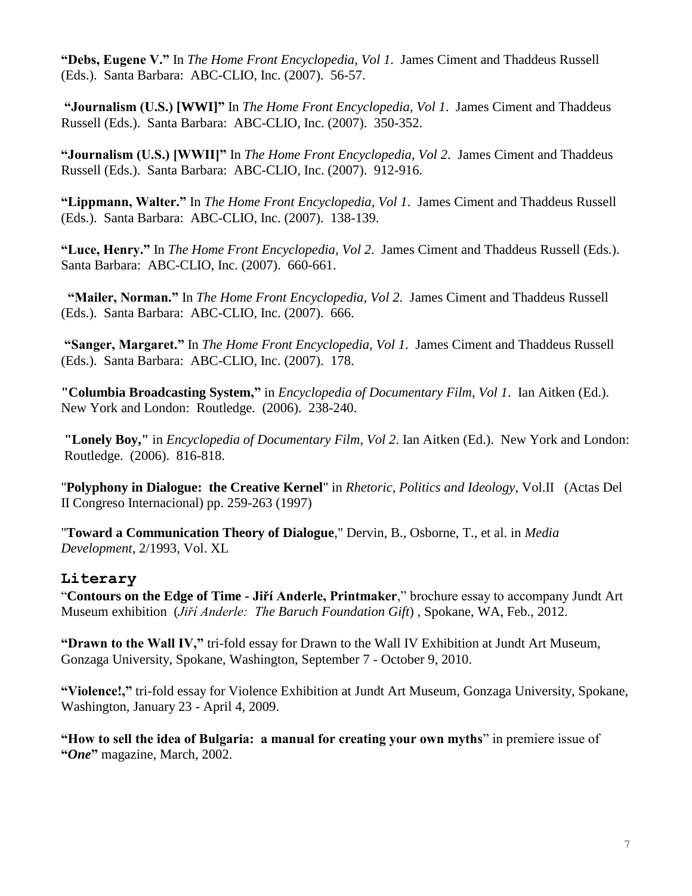**"Debs, Eugene V."** In *The Home Front Encyclopedia, Vol 1*. James Ciment and Thaddeus Russell (Eds.). Santa Barbara: ABC-CLIO, Inc. (2007). 56-57.

**"Journalism (U.S.) [WWI]"** In *The Home Front Encyclopedia, Vol 1*. James Ciment and Thaddeus Russell (Eds.). Santa Barbara: ABC-CLIO, Inc. (2007). 350-352.

**"Journalism (U.S.) [WWII]"** In *The Home Front Encyclopedia, Vol 2*. James Ciment and Thaddeus Russell (Eds.). Santa Barbara: ABC-CLIO, Inc. (2007). 912-916.

**"Lippmann, Walter."** In *The Home Front Encyclopedia, Vol 1*. James Ciment and Thaddeus Russell (Eds.). Santa Barbara: ABC-CLIO, Inc. (2007). 138-139.

**"Luce, Henry."** In *The Home Front Encyclopedia, Vol 2*. James Ciment and Thaddeus Russell (Eds.). Santa Barbara: ABC-CLIO, Inc. (2007). 660-661.

**"Mailer, Norman."** In *The Home Front Encyclopedia, Vol 2*. James Ciment and Thaddeus Russell (Eds.). Santa Barbara: ABC-CLIO, Inc. (2007). 666.

**"Sanger, Margaret."** In *The Home Front Encyclopedia, Vol 1*. James Ciment and Thaddeus Russell (Eds.). Santa Barbara: ABC-CLIO, Inc. (2007). 178.

**"Columbia Broadcasting System,"** in *Encyclopedia of Documentary Film, Vol 1*. Ian Aitken (Ed.). New York and London: Routledge. (2006). 238-240.

**"Lonely Boy,"** in *Encyclopedia of Documentary Film, Vol 2*. Ian Aitken (Ed.). New York and London: Routledge. (2006). 816-818.

"**Polyphony in Dialogue: the Creative Kernel**" in *Rhetoric, Politics and Ideology*, Vol.II (Actas Del II Congreso Internacional) pp. 259-263 (1997)

"**Toward a Communication Theory of Dialogue**," Dervin, B., Osborne, T., et al. in *Media Development*, 2/1993, Vol. XL

## Literary

"**Contours on the Edge of Time - Jiří Anderle, Printmaker**," brochure essay to accompany Jundt Art Museum exhibition (*Jiří Anderle: The Baruch Foundation Gift*) , Spokane, WA, Feb., 2012.

**"Drawn to the Wall IV,"** tri-fold essay for Drawn to the Wall IV Exhibition at Jundt Art Museum, Gonzaga University, Spokane, Washington, September 7 - October 9, 2010.

**"Violence!,"** tri-fold essay for Violence Exhibition at Jundt Art Museum, Gonzaga University, Spokane, Washington, January 23 - April 4, 2009.

**"How to sell the idea of Bulgaria: a manual for creating your own myths**" in premiere issue of **"*One*"** magazine, March, 2002.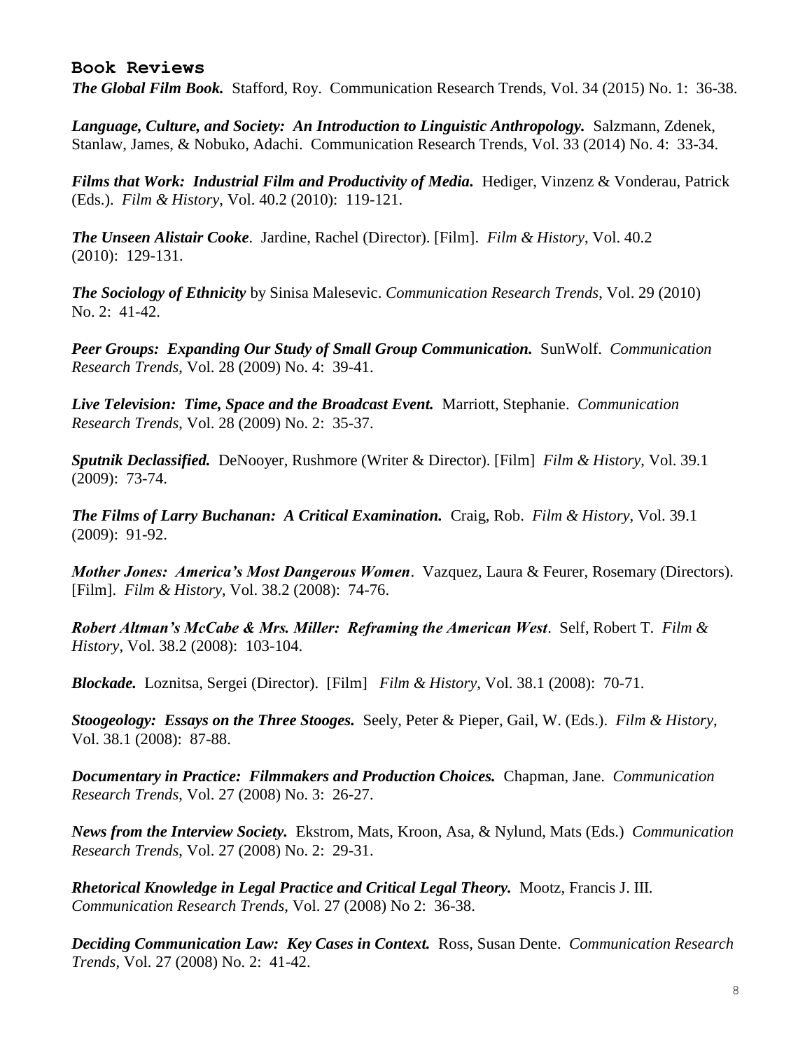## Book Reviews

***The Global Film Book.*** Stafford, Roy. Communication Research Trends, Vol. 34 (2015) No. 1: 36-38.

***Language, Culture, and Society: An Introduction to Linguistic Anthropology.*** Salzmann, Zdenek, Stanlaw, James, & Nobuko, Adachi. Communication Research Trends, Vol. 33 (2014) No. 4: 33-34.

***Films that Work: Industrial Film and Productivity of Media.*** Hediger, Vinzenz & Vonderau, Patrick (Eds.). *Film & History*, Vol. 40.2 (2010): 119-121.

***The Unseen Alistair Cooke***. Jardine, Rachel (Director). [Film]. *Film & History*, Vol. 40.2 (2010): 129-131.

***The Sociology of Ethnicity*** by Sinisa Malesevic. *Communication Research Trends*, Vol. 29 (2010) No. 2: 41-42.

***Peer Groups: Expanding Our Study of Small Group Communication.*** SunWolf. *Communication Research Trends*, Vol. 28 (2009) No. 4: 39-41.

***Live Television: Time, Space and the Broadcast Event.*** Marriott, Stephanie. *Communication Research Trends*, Vol. 28 (2009) No. 2: 35-37.

***Sputnik Declassified.*** DeNooyer, Rushmore (Writer & Director). [Film] *Film & History*, Vol. 39.1 (2009): 73-74.

***The Films of Larry Buchanan: A Critical Examination.*** Craig, Rob. *Film & History*, Vol. 39.1 (2009): 91-92.

***Mother Jones: America's Most Dangerous Women***. Vazquez, Laura & Feurer, Rosemary (Directors). [Film]. *Film & History*, Vol. 38.2 (2008): 74-76.

***Robert Altman's McCabe & Mrs. Miller: Reframing the American West***. Self, Robert T. *Film & History*, Vol. 38.2 (2008): 103-104.

***Blockade.*** Loznitsa, Sergei (Director). [Film] *Film & History*, Vol. 38.1 (2008): 70-71.

***Stoogeology: Essays on the Three Stooges.*** Seely, Peter & Pieper, Gail, W. (Eds.). *Film & History*, Vol. 38.1 (2008): 87-88.

***Documentary in Practice: Filmmakers and Production Choices.*** Chapman, Jane. *Communication Research Trends*, Vol. 27 (2008) No. 3: 26-27.

***News from the Interview Society.*** Ekstrom, Mats, Kroon, Asa, & Nylund, Mats (Eds.) *Communication Research Trends*, Vol. 27 (2008) No. 2: 29-31.

***Rhetorical Knowledge in Legal Practice and Critical Legal Theory.*** Mootz, Francis J. III. *Communication Research Trends*, Vol. 27 (2008) No 2: 36-38.

***Deciding Communication Law: Key Cases in Context.*** Ross, Susan Dente. *Communication Research Trends*, Vol. 27 (2008) No. 2: 41-42.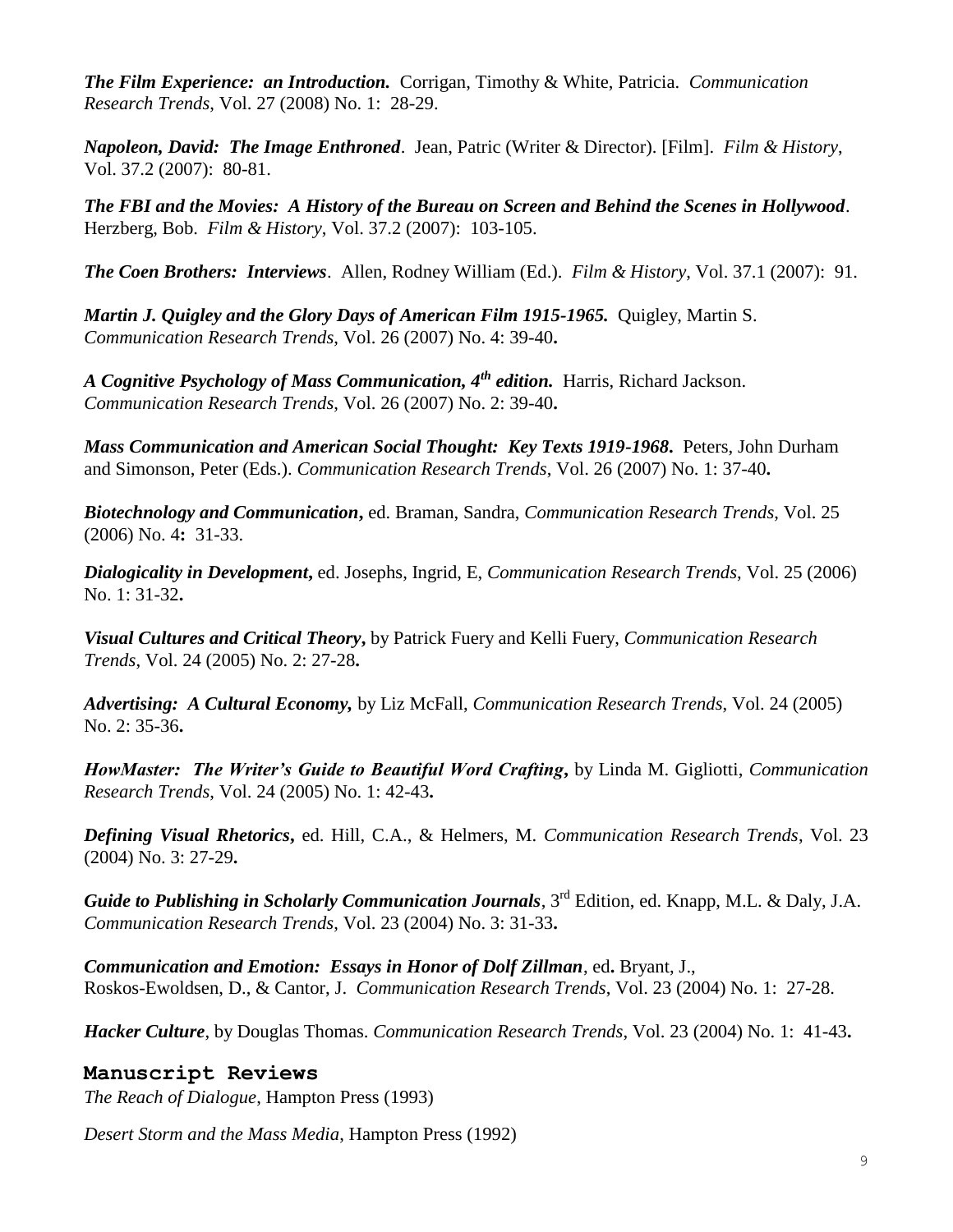***The Film Experience: an Introduction.*** Corrigan, Timothy & White, Patricia. *Communication Research Trends*, Vol. 27 (2008) No. 1: 28-29.

***Napoleon, David: The Image Enthroned***. Jean, Patric (Writer & Director). [Film]. *Film & History*, Vol. 37.2 (2007): 80-81.

***The FBI and the Movies: A History of the Bureau on Screen and Behind the Scenes in Hollywood***. Herzberg, Bob. *Film & History*, Vol. 37.2 (2007): 103-105.

***The Coen Brothers: Interviews***. Allen, Rodney William (Ed.). *Film & History*, Vol. 37.1 (2007): 91.

***Martin J. Quigley and the Glory Days of American Film 1915-1965.*** Quigley, Martin S. *Communication Research Trends*, Vol. 26 (2007) No. 4: 39-40**.**

***A Cognitive Psychology of Mass Communication, 4th edition.*** Harris, Richard Jackson. *Communication Research Trends*, Vol. 26 (2007) No. 2: 39-40**.**

***Mass Communication and American Social Thought: Key Texts 1919-1968***. Peters, John Durham and Simonson, Peter (Eds.). *Communication Research Trends*, Vol. 26 (2007) No. 1: 37-40**.**

***Biotechnology and Communication*****,** ed. Braman, Sandra, *Communication Research Trends*, Vol. 25 (2006) No. 4**:** 31-33.

***Dialogicality in Development*****,** ed. Josephs, Ingrid, E, *Communication Research Trends*, Vol. 25 (2006) No. 1: 31-32**.**

***Visual Cultures and Critical Theory*****,** by Patrick Fuery and Kelli Fuery, *Communication Research Trends*, Vol. 24 (2005) No. 2: 27-28**.**

***Advertising: A Cultural Economy,*** by Liz McFall, *Communication Research Trends*, Vol. 24 (2005) No. 2: 35-36**.**

***HowMaster: The Writer's Guide to Beautiful Word Crafting*****,** by Linda M. Gigliotti, *Communication Research Trends*, Vol. 24 (2005) No. 1: 42-43**.**

***Defining Visual Rhetorics*****,** ed. Hill, C.A., & Helmers, M. *Communication Research Trends*, Vol. 23 (2004) No. 3: 27-29**.**

***Guide to Publishing in Scholarly Communication Journals***, 3rd Edition, ed. Knapp, M.L. & Daly, J.A. *Communication Research Trends*, Vol. 23 (2004) No. 3: 31-33**.**

***Communication and Emotion: Essays in Honor of Dolf Zillman***, ed**.** Bryant, J., Roskos-Ewoldsen, D., & Cantor, J. *Communication Research Trends*, Vol. 23 (2004) No. 1: 27-28.

***Hacker Culture***, by Douglas Thomas. *Communication Research Trends*, Vol. 23 (2004) No. 1: 41-43**.**

## Manuscript Reviews

*The Reach of Dialogue*, Hampton Press (1993)

*Desert Storm and the Mass Media*, Hampton Press (1992)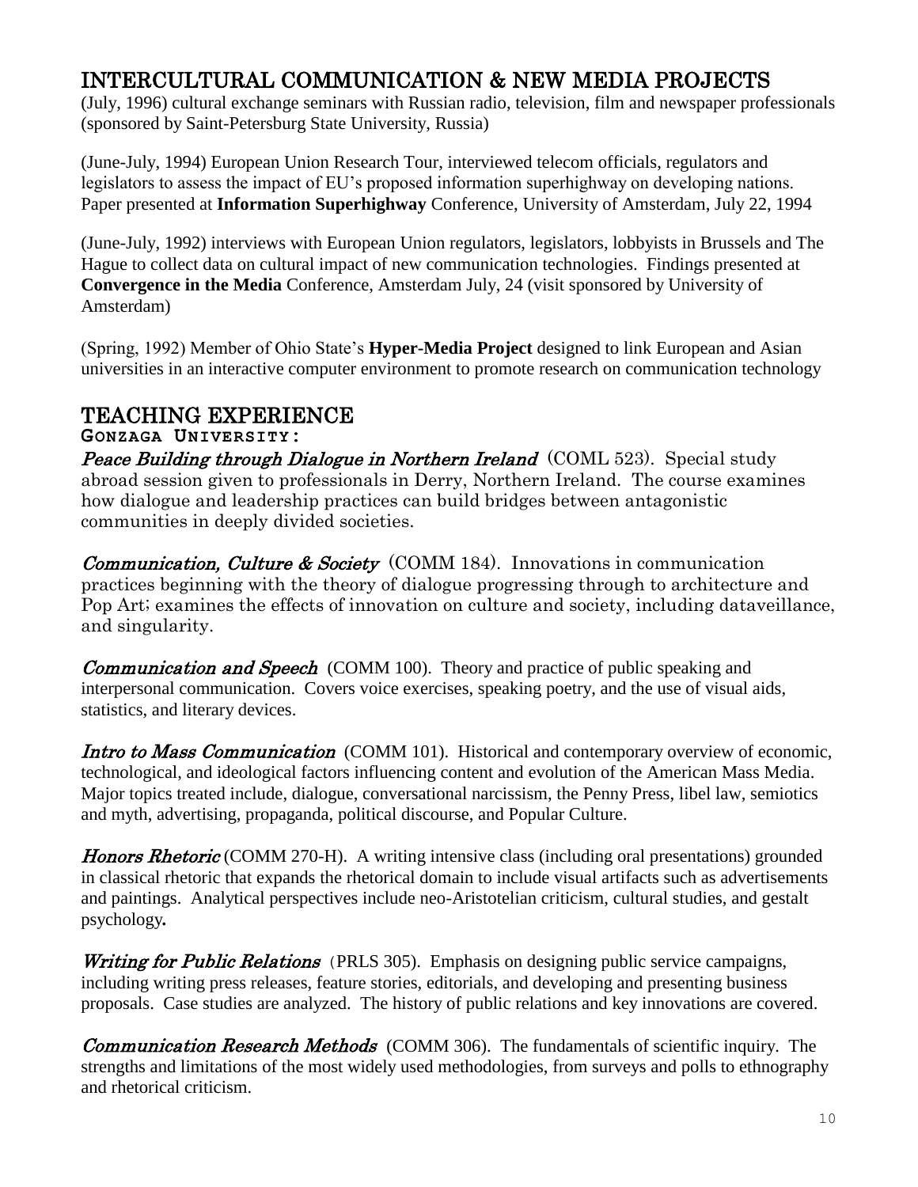## INTERCULTURAL COMMUNICATION & NEW MEDIA PROJECTS

(July, 1996) cultural exchange seminars with Russian radio, television, film and newspaper professionals (sponsored by Saint-Petersburg State University, Russia)

(June-July, 1994) European Union Research Tour, interviewed telecom officials, regulators and legislators to assess the impact of EU's proposed information superhighway on developing nations. Paper presented at **Information Superhighway** Conference, University of Amsterdam, July 22, 1994

(June-July, 1992) interviews with European Union regulators, legislators, lobbyists in Brussels and The Hague to collect data on cultural impact of new communication technologies. Findings presented at **Convergence in the Media** Conference, Amsterdam July, 24 (visit sponsored by University of Amsterdam)

(Spring, 1992) Member of Ohio State's **Hyper-Media Project** designed to link European and Asian universities in an interactive computer environment to promote research on communication technology

## TEACHING EXPERIENCE

### GONZAGA UNIVERSITY:

***Peace Building through Dialogue in Northern Ireland*** (COML 523). Special study abroad session given to professionals in Derry, Northern Ireland. The course examines how dialogue and leadership practices can build bridges between antagonistic communities in deeply divided societies.

***Communication, Culture & Society*** (COMM 184). Innovations in communication practices beginning with the theory of dialogue progressing through to architecture and Pop Art; examines the effects of innovation on culture and society, including dataveillance, and singularity.

***Communication and Speech*** (COMM 100). Theory and practice of public speaking and interpersonal communication. Covers voice exercises, speaking poetry, and the use of visual aids, statistics, and literary devices.

***Intro to Mass Communication*** (COMM 101). Historical and contemporary overview of economic, technological, and ideological factors influencing content and evolution of the American Mass Media. Major topics treated include, dialogue, conversational narcissism, the Penny Press, libel law, semiotics and myth, advertising, propaganda, political discourse, and Popular Culture.

***Honors Rhetoric*** (COMM 270-H). A writing intensive class (including oral presentations) grounded in classical rhetoric that expands the rhetorical domain to include visual artifacts such as advertisements and paintings. Analytical perspectives include neo-Aristotelian criticism, cultural studies, and gestalt psychology**.**

***Writing for Public Relations*** (PRLS 305). Emphasis on designing public service campaigns, including writing press releases, feature stories, editorials, and developing and presenting business proposals. Case studies are analyzed. The history of public relations and key innovations are covered.

***Communication Research Methods*** (COMM 306). The fundamentals of scientific inquiry. The strengths and limitations of the most widely used methodologies, from surveys and polls to ethnography and rhetorical criticism.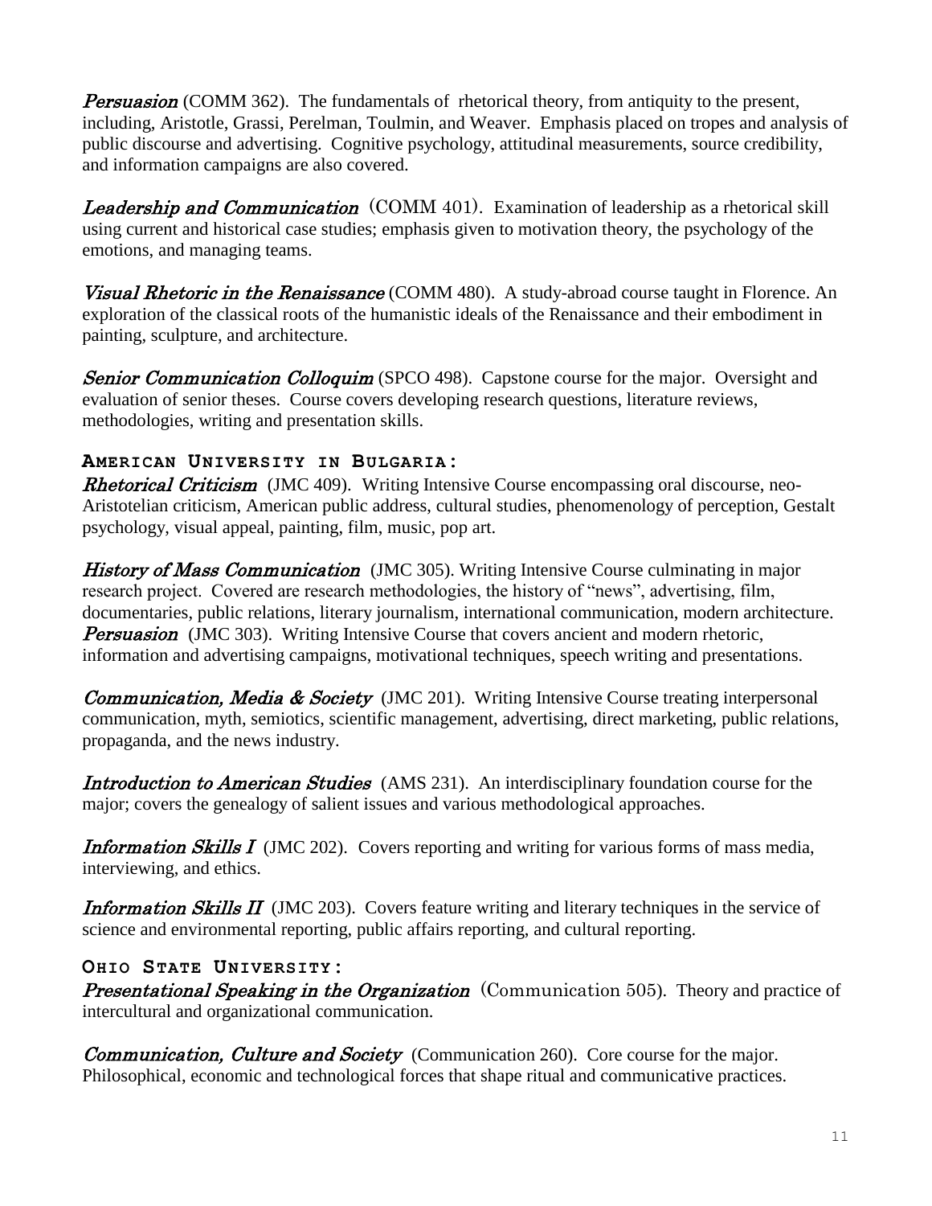*Persuasion* (COMM 362). The fundamentals of rhetorical theory, from antiquity to the present, including, Aristotle, Grassi, Perelman, Toulmin, and Weaver. Emphasis placed on tropes and analysis of public discourse and advertising. Cognitive psychology, attitudinal measurements, source credibility, and information campaigns are also covered.

*Leadership and Communication* (COMM 401). Examination of leadership as a rhetorical skill using current and historical case studies; emphasis given to motivation theory, the psychology of the emotions, and managing teams.

*Visual Rhetoric in the Renaissance* (COMM 480). A study-abroad course taught in Florence. An exploration of the classical roots of the humanistic ideals of the Renaissance and their embodiment in painting, sculpture, and architecture.

*Senior Communication Colloquim* (SPCO 498). Capstone course for the major. Oversight and evaluation of senior theses. Course covers developing research questions, literature reviews, methodologies, writing and presentation skills.

### AMERICAN UNIVERSITY IN BULGARIA:

*Rhetorical Criticism* (JMC 409). Writing Intensive Course encompassing oral discourse, neo-Aristotelian criticism, American public address, cultural studies, phenomenology of perception, Gestalt psychology, visual appeal, painting, film, music, pop art.

*History of Mass Communication* (JMC 305). Writing Intensive Course culminating in major research project. Covered are research methodologies, the history of "news", advertising, film, documentaries, public relations, literary journalism, international communication, modern architecture.

*Persuasion* (JMC 303). Writing Intensive Course that covers ancient and modern rhetoric, information and advertising campaigns, motivational techniques, speech writing and presentations.

*Communication, Media & Society* (JMC 201). Writing Intensive Course treating interpersonal communication, myth, semiotics, scientific management, advertising, direct marketing, public relations, propaganda, and the news industry.

*Introduction to American Studies* (AMS 231). An interdisciplinary foundation course for the major; covers the genealogy of salient issues and various methodological approaches.

*Information Skills I* (JMC 202). Covers reporting and writing for various forms of mass media, interviewing, and ethics.

*Information Skills II* (JMC 203). Covers feature writing and literary techniques in the service of science and environmental reporting, public affairs reporting, and cultural reporting.

### OHIO STATE UNIVERSITY:

*Presentational Speaking in the Organization* (Communication 505). Theory and practice of intercultural and organizational communication.

*Communication, Culture and Society* (Communication 260). Core course for the major. Philosophical, economic and technological forces that shape ritual and communicative practices.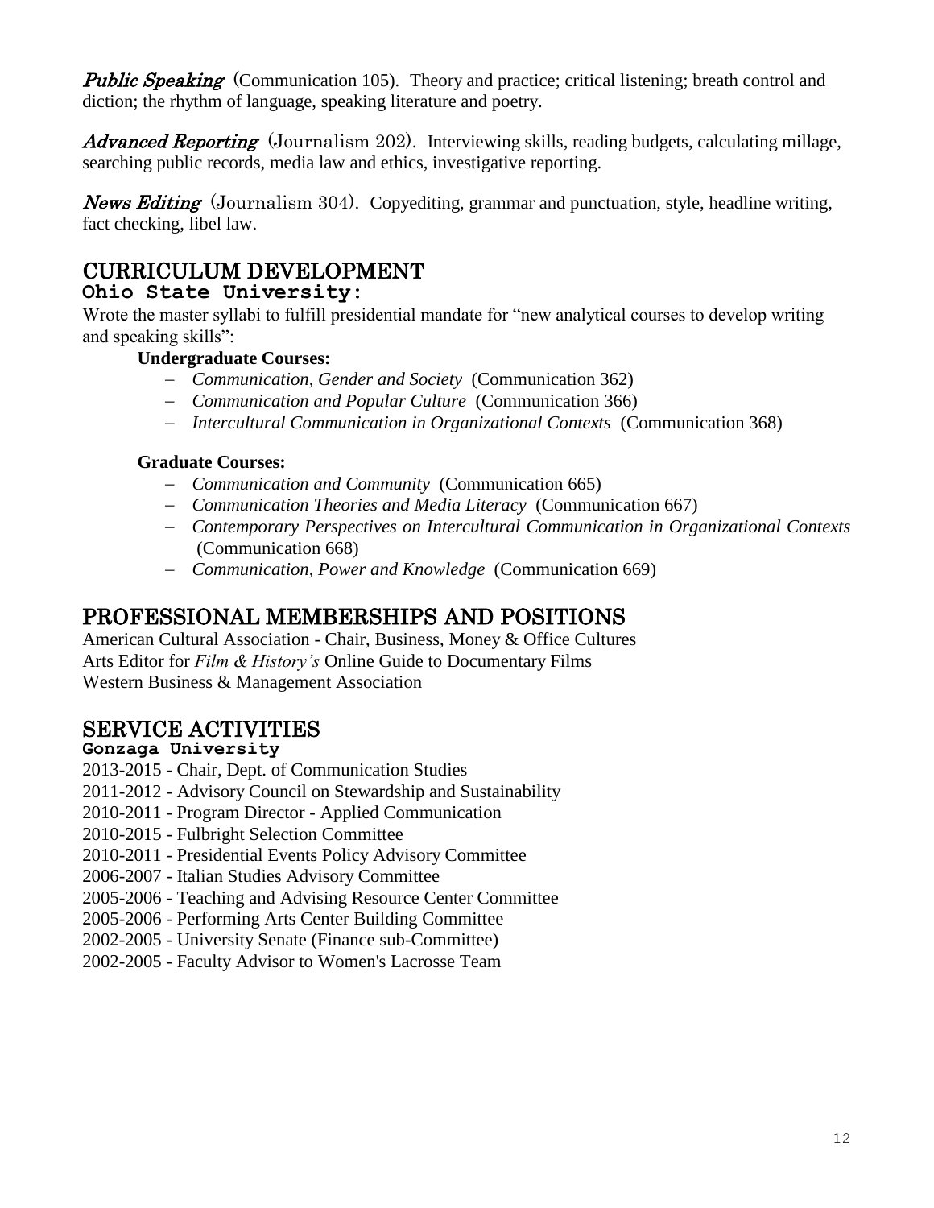***Public Speaking*** (Communication 105). Theory and practice; critical listening; breath control and diction; the rhythm of language, speaking literature and poetry.

***Advanced Reporting*** (Journalism 202). Interviewing skills, reading budgets, calculating millage, searching public records, media law and ethics, investigative reporting.

***News Editing*** (Journalism 304). Copyediting, grammar and punctuation, style, headline writing, fact checking, libel law.

## CURRICULUM DEVELOPMENT

**Ohio State University:**

Wrote the master syllabi to fulfill presidential mandate for "new analytical courses to develop writing and speaking skills":

**Undergraduate Courses:**

- *Communication, Gender and Society* (Communication 362)
- *Communication and Popular Culture* (Communication 366)
- *Intercultural Communication in Organizational Contexts* (Communication 368)

**Graduate Courses:**

- *Communication and Community* (Communication 665)
- *Communication Theories and Media Literacy* (Communication 667)
- *Contemporary Perspectives on Intercultural Communication in Organizational Contexts* (Communication 668)
- *Communication, Power and Knowledge* (Communication 669)

## PROFESSIONAL MEMBERSHIPS AND POSITIONS

American Cultural Association - Chair, Business, Money & Office Cultures
Arts Editor for *Film & History's* Online Guide to Documentary Films
Western Business & Management Association

## SERVICE ACTIVITIES

**Gonzaga University**

2013-2015 - Chair, Dept. of Communication Studies
2011-2012 - Advisory Council on Stewardship and Sustainability
2010-2011 - Program Director - Applied Communication
2010-2015 - Fulbright Selection Committee
2010-2011 - Presidential Events Policy Advisory Committee
2006-2007 - Italian Studies Advisory Committee
2005-2006 - Teaching and Advising Resource Center Committee
2005-2006 - Performing Arts Center Building Committee
2002-2005 - University Senate (Finance sub-Committee)
2002-2005 - Faculty Advisor to Women's Lacrosse Team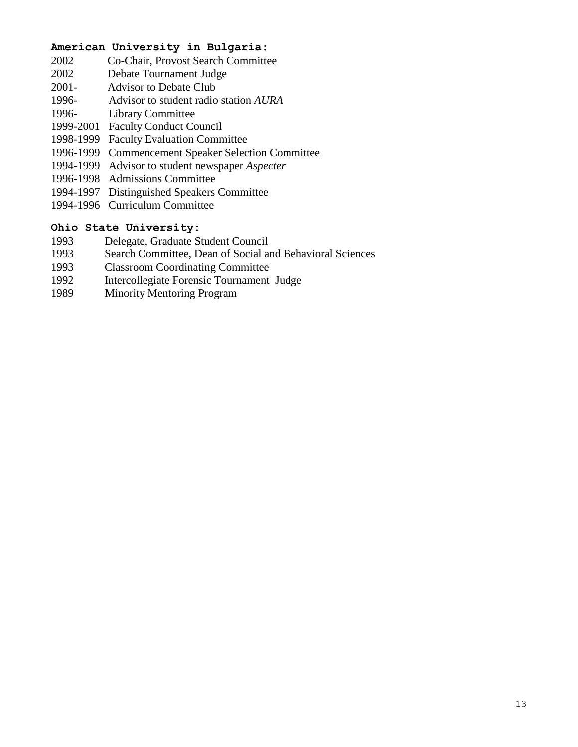**American University in Bulgaria:**

2002 Co-Chair, Provost Search Committee
2002 Debate Tournament Judge
2001- Advisor to Debate Club
1996- Advisor to student radio station *AURA*
1996- Library Committee
1999-2001 Faculty Conduct Council
1998-1999 Faculty Evaluation Committee
1996-1999 Commencement Speaker Selection Committee
1994-1999 Advisor to student newspaper *Aspecter*
1996-1998 Admissions Committee
1994-1997 Distinguished Speakers Committee
1994-1996 Curriculum Committee

**Ohio State University:**

1993 Delegate, Graduate Student Council
1993 Search Committee, Dean of Social and Behavioral Sciences
1993 Classroom Coordinating Committee
1992 Intercollegiate Forensic Tournament Judge
1989 Minority Mentoring Program